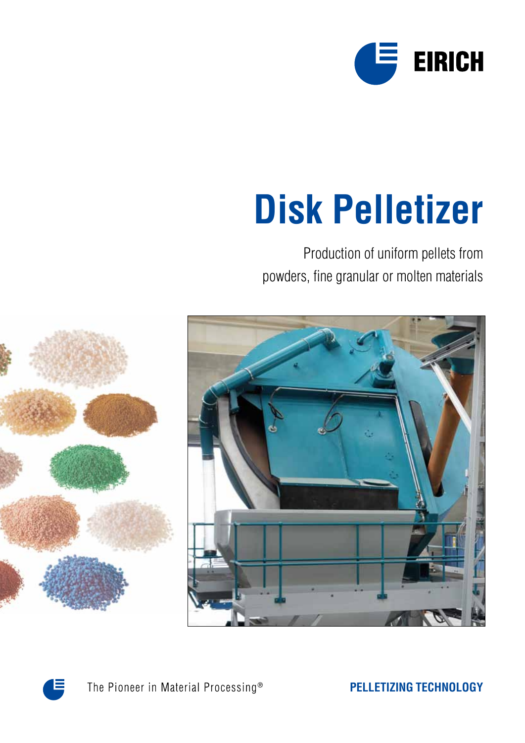EIRICH

# Disk Pelletizer

Production of uniform pellets from powders, fine granular or molten materials

The Pioneer in Material Processing®

**PELLETIZING TECHNOLOGY**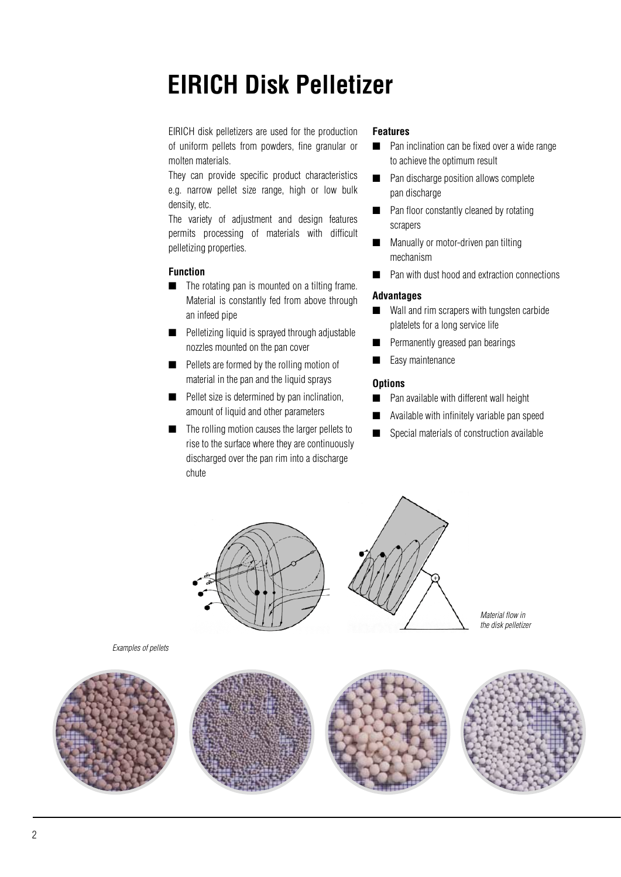# EIRICH Disk Pelletizer

EIRICH disk pelletizers are used for the production of uniform pellets from powders, fine granular or molten materials.

They can provide specific product characteristics e.g. narrow pellet size range, high or low bulk density, etc.

The variety of adjustment and design features permits processing of materials with difficult pelletizing properties.

### Function

- The rotating pan is mounted on a tilting frame. Material is constantly fed from above through an infeed pipe
- Pelletizing liquid is sprayed through adjustable nozzles mounted on the pan cover
- Pellets are formed by the rolling motion of material in the pan and the liquid sprays
- Pellet size is determined by pan inclination, amount of liquid and other parameters
- The rolling motion causes the larger pellets to rise to the surface where they are continuously discharged over the pan rim into a discharge chute

### Features

- Pan inclination can be fixed over a wide range to achieve the optimum result
- Pan discharge position allows complete pan discharge
- Pan floor constantly cleaned by rotating scrapers
- Manually or motor-driven pan tilting mechanism
- Pan with dust hood and extraction connections

### Advantages

- Wall and rim scrapers with tungsten carbide platelets for a long service life
- Permanently greased pan bearings
- Easy maintenance

### Options

- Pan available with different wall height
- Available with infinitely variable pan speed
- Special materials of construction available

*Material flow in the disk pelletizer*

*Examples of pellets*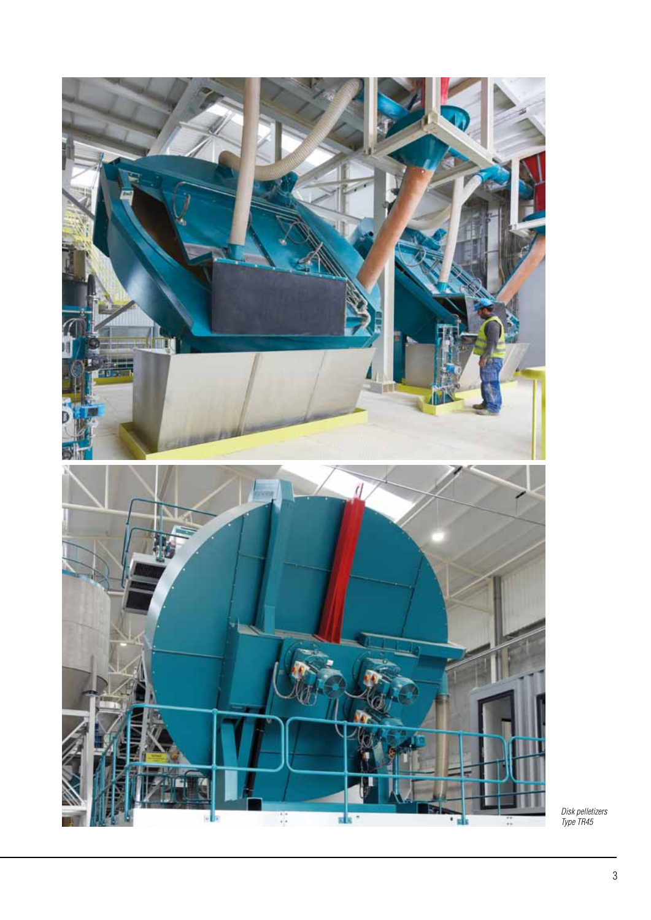*Disk pelletizers Type TR45*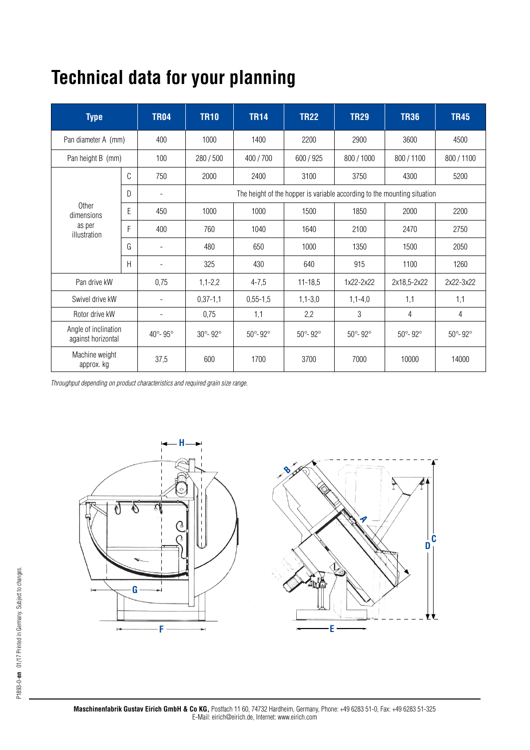# Technical data for your planning

| Type | | TR04 | TR10 | TR14 | TR22 | TR29 | TR36 | TR45 |
|---|---|---|---|---|---|---|---|---|
| Pan diameter A (mm) | | 400 | 1000 | 1400 | 2200 | 2900 | 3600 | 4500 |
| Pan height B (mm) | | 100 | 280 / 500 | 400 / 700 | 600 / 925 | 800 / 1000 | 800 / 1100 | 800 / 1100 |
| Other dimensions as per illustration | C | 750 | 2000 | 2400 | 3100 | 3750 | 4300 | 5200 |
| | D | - | The height of the hopper is variable according to the mounting situation | | | | | |
| | E | 450 | 1000 | 1000 | 1500 | 1850 | 2000 | 2200 |
| | F | 400 | 760 | 1040 | 1640 | 2100 | 2470 | 2750 |
| | G | - | 480 | 650 | 1000 | 1350 | 1500 | 2050 |
| | H | - | 325 | 430 | 640 | 915 | 1100 | 1260 |
| Pan drive kW | | 0,75 | 1,1-2,2 | 4-7,5 | 11-18,5 | 1x22-2x22 | 2x18,5-2x22 | 2x22-3x22 |
| Swivel drive kW | | - | 0,37-1,1 | 0,55-1,5 | 1,1-3,0 | 1,1-4,0 | 1,1 | 1,1 |
| Rotor drive kW | | - | 0,75 | 1,1 | 2,2 | 3 | 4 | 4 |
| Angle of inclination against horizontal | | 40°- 95° | 30°- 92° | 50°- 92° | 50°- 92° | 50°- 92° | 50°- 92° | 50°- 92° |
| Machine weight approx. kg | | 37,5 | 600 | 1700 | 3700 | 7000 | 10000 | 14000 |

*Throughput depending on product characteristics and required grain size range.*

H

G

F

B

A

C

D

E

P1893-0-**en** 01/17 Printed in Germany. Subject to changes.

**Maschinenfabrik Gustav Eirich GmbH & Co KG,** Postfach 11 60, 74732 Hardheim, Germany, Phone: +49 6283 51-0, Fax: +49 6283 51-325
E-Mail: eirich@eirich.de, Internet: www.eirich.com